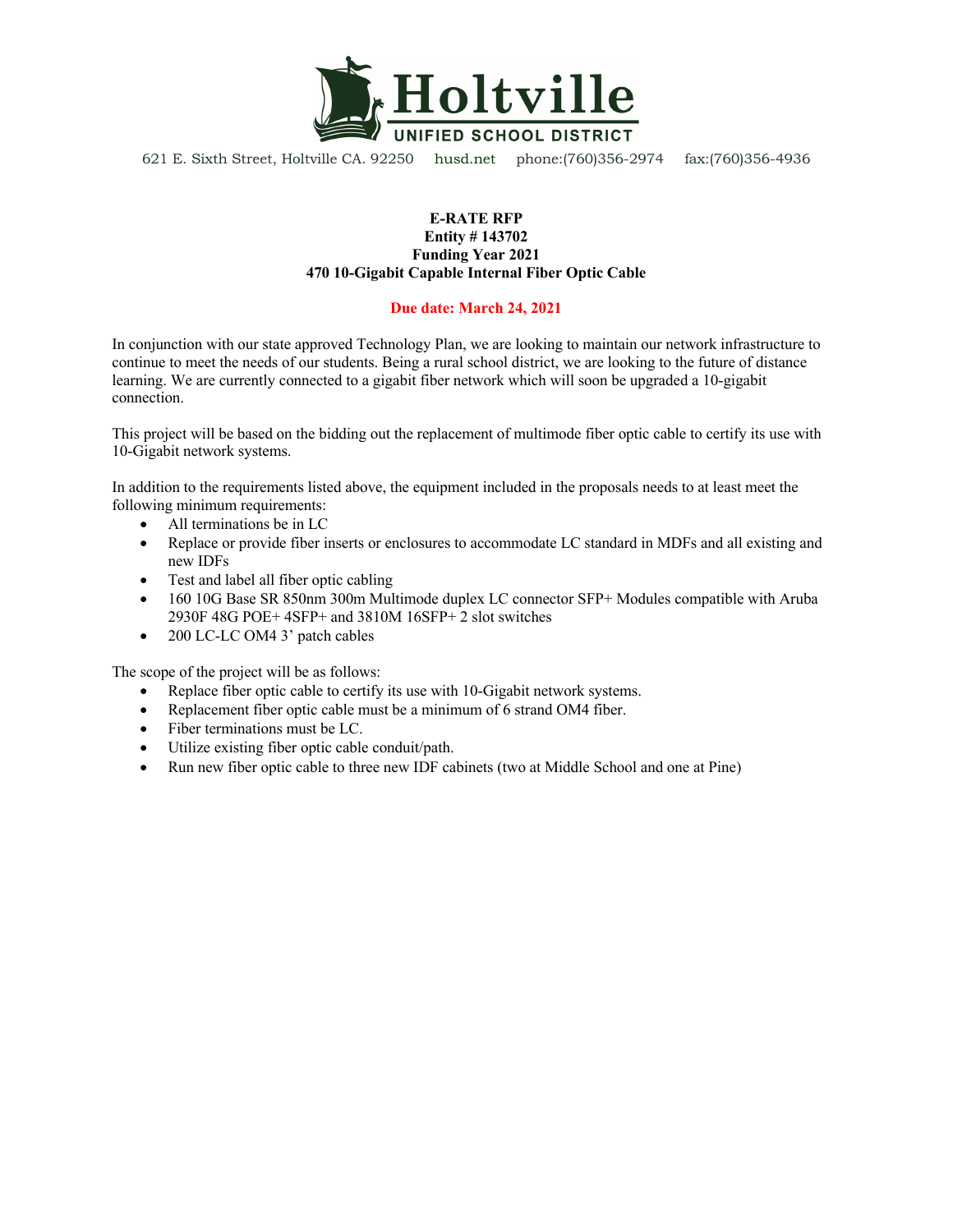# Holtville

UNIFIED SCHOOL DISTRICT

621 E. Sixth Street, Holtville CA. 92250 husd.net phone:(760)356-2974 fax:(760)356-4936

**E-RATE RFP**
**Entity # 143702**
**Funding Year 2021**
**470 10-Gigabit Capable Internal Fiber Optic Cable**

**Due date: March 24, 2021**

In conjunction with our state approved Technology Plan, we are looking to maintain our network infrastructure to continue to meet the needs of our students. Being a rural school district, we are looking to the future of distance learning. We are currently connected to a gigabit fiber network which will soon be upgraded a 10-gigabit connection.

This project will be based on the bidding out the replacement of multimode fiber optic cable to certify its use with 10-Gigabit network systems.

In addition to the requirements listed above, the equipment included in the proposals needs to at least meet the following minimum requirements:

- All terminations be in LC
- Replace or provide fiber inserts or enclosures to accommodate LC standard in MDFs and all existing and new IDFs
- Test and label all fiber optic cabling
- 160 10G Base SR 850nm 300m Multimode duplex LC connector SFP+ Modules compatible with Aruba 2930F 48G POE+ 4SFP+ and 3810M 16SFP+ 2 slot switches
- 200 LC-LC OM4 3' patch cables

The scope of the project will be as follows:

- Replace fiber optic cable to certify its use with 10-Gigabit network systems.
- Replacement fiber optic cable must be a minimum of 6 strand OM4 fiber.
- Fiber terminations must be LC.
- Utilize existing fiber optic cable conduit/path.
- Run new fiber optic cable to three new IDF cabinets (two at Middle School and one at Pine)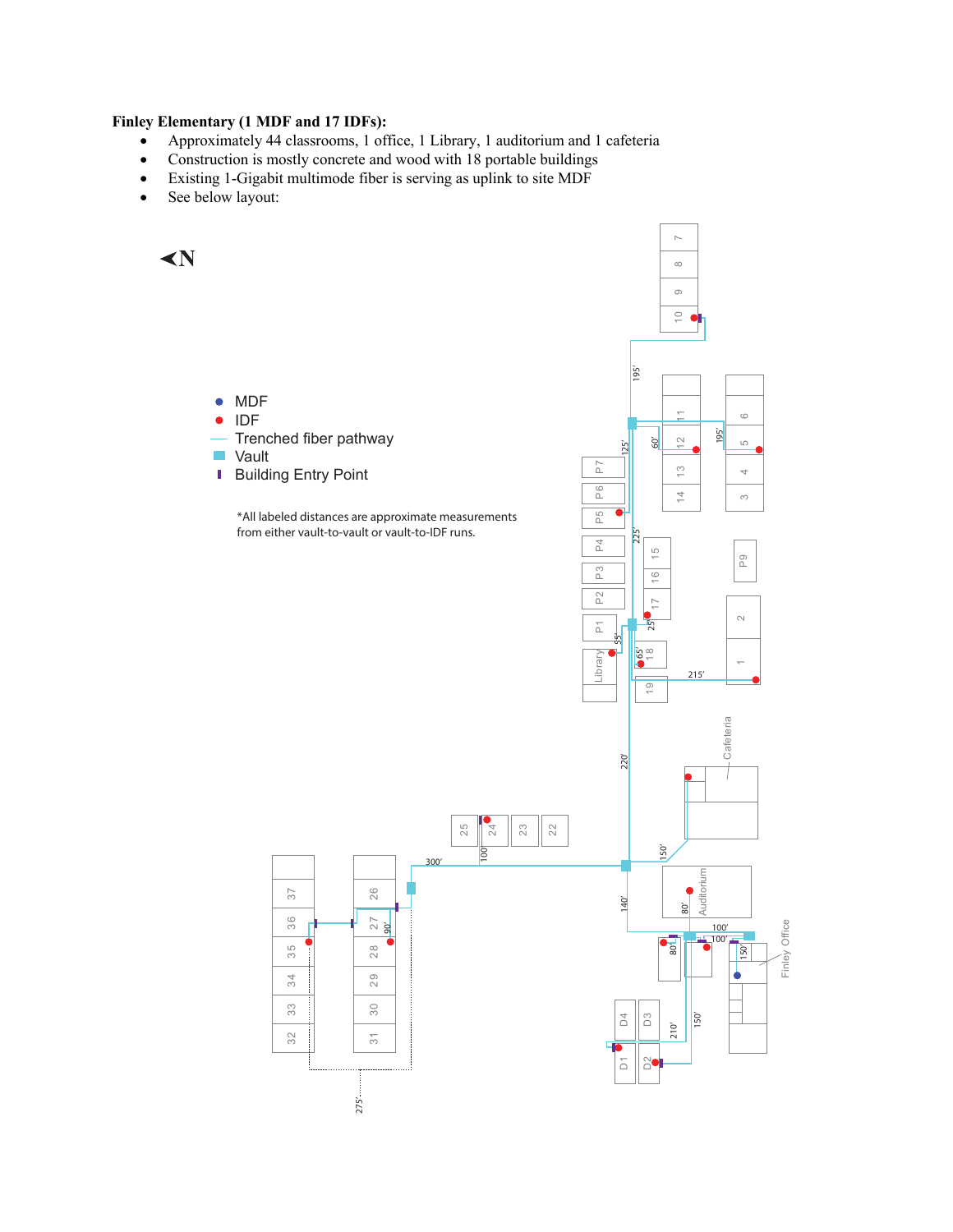**Finley Elementary (1 MDF and 17 IDFs):**

- Approximately 44 classrooms, 1 office, 1 Library, 1 auditorium and 1 cafeteria
- Construction is mostly concrete and wood with 18 portable buildings
- Existing 1-Gigabit multimode fiber is serving as uplink to site MDF
- See below layout:

◄N

- MDF
- IDF
- Trenched fiber pathway
- Vault
- Building Entry Point

*All labeled distances are approximate measurements from either vault-to-vault or vault-to-IDF runs.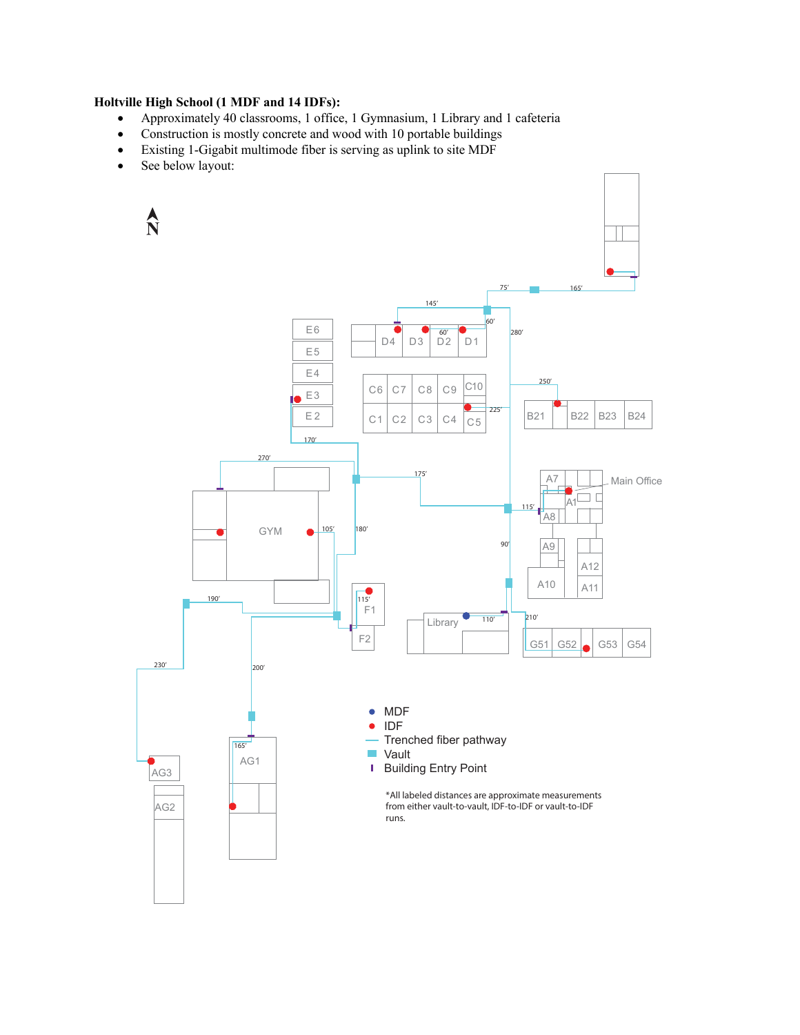**Holtville High School (1 MDF and 14 IDFs):**

- Approximately 40 classrooms, 1 office, 1 Gymnasium, 1 Library and 1 cafeteria
- Construction is mostly concrete and wood with 10 portable buildings
- Existing 1-Gigabit multimode fiber is serving as uplink to site MDF
- See below layout:

● MDF
● IDF
— Trenched fiber pathway
■ Vault
| Building Entry Point

*All labeled distances are approximate measurements from either vault-to-vault, IDF-to-IDF or vault-to-IDF runs.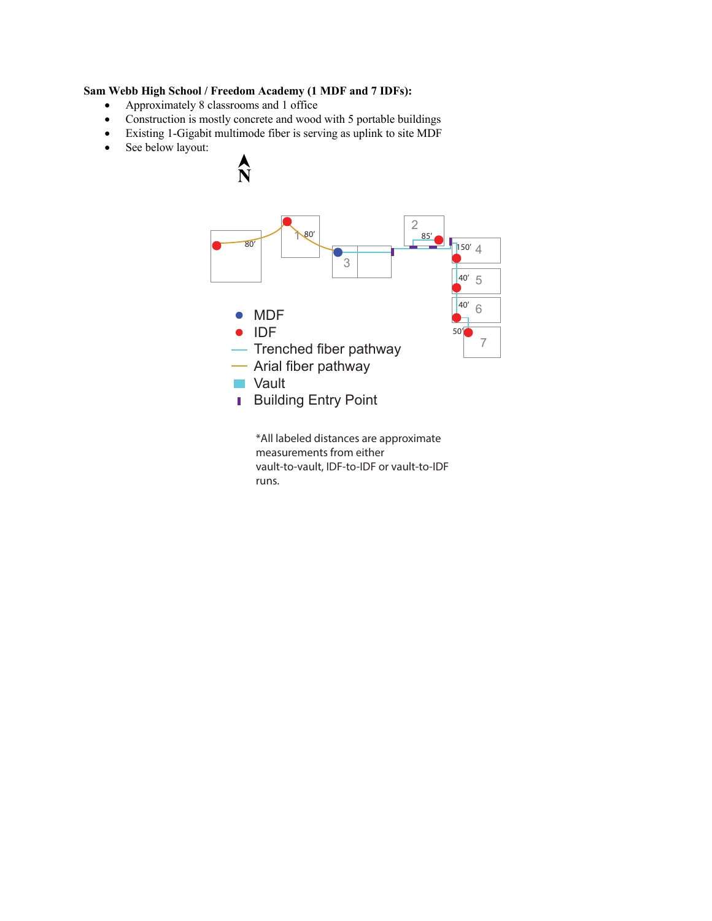**Sam Webb High School / Freedom Academy (1 MDF and 7 IDFs):**

- Approximately 8 classrooms and 1 office
- Construction is mostly concrete and wood with 5 portable buildings
- Existing 1-Gigabit multimode fiber is serving as uplink to site MDF
- See below layout:

N

80' 1 80' 2 85' 150' 4 3 40' 5 40' 6 50' 7

- MDF
- IDF
- Trenched fiber pathway
- Arial fiber pathway
- Vault
- Building Entry Point

*All labeled distances are approximate measurements from either vault-to-vault, IDF-to-IDF or vault-to-IDF runs.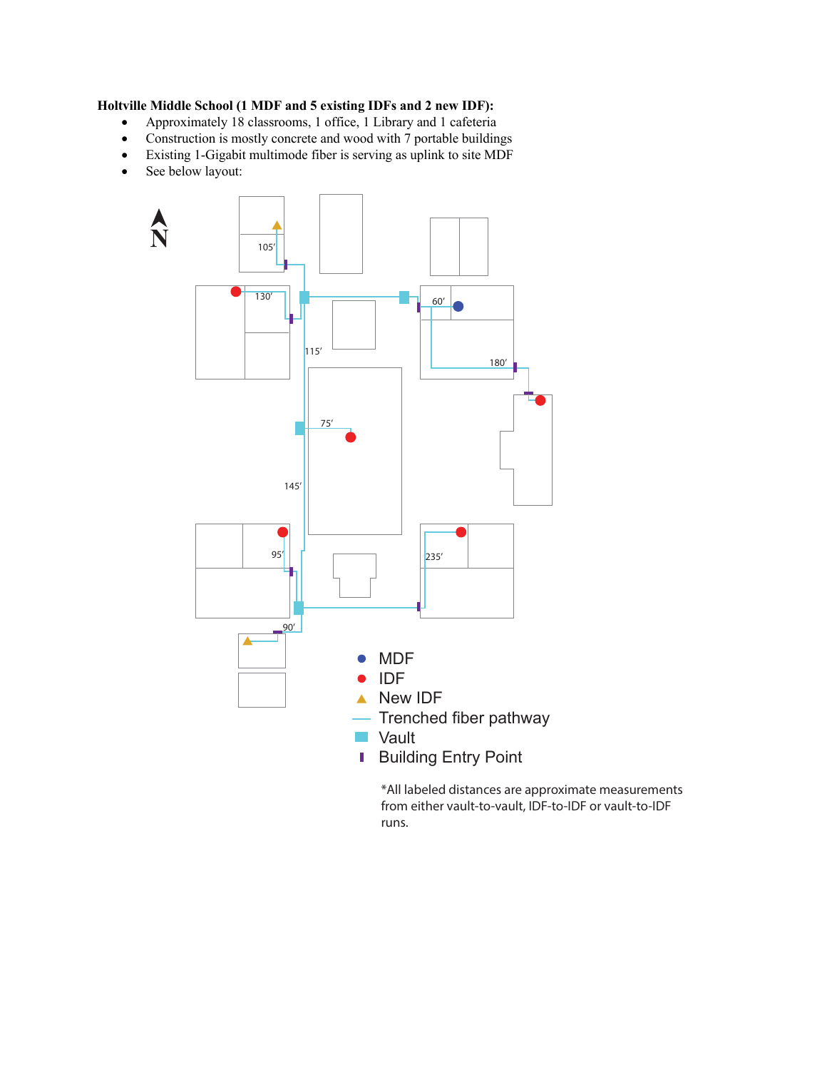**Holtville Middle School (1 MDF and 5 existing IDFs and 2 new IDF):**

- Approximately 18 classrooms, 1 office, 1 Library and 1 cafeteria
- Construction is mostly concrete and wood with 7 portable buildings
- Existing 1-Gigabit multimode fiber is serving as uplink to site MDF
- See below layout:

N

105′

130′

60′

115′

180′

75′

145′

95′

235′

90′

- MDF
- IDF
- New IDF
- Trenched fiber pathway
- Vault
- Building Entry Point

*All labeled distances are approximate measurements from either vault-to-vault, IDF-to-IDF or vault-to-IDF runs.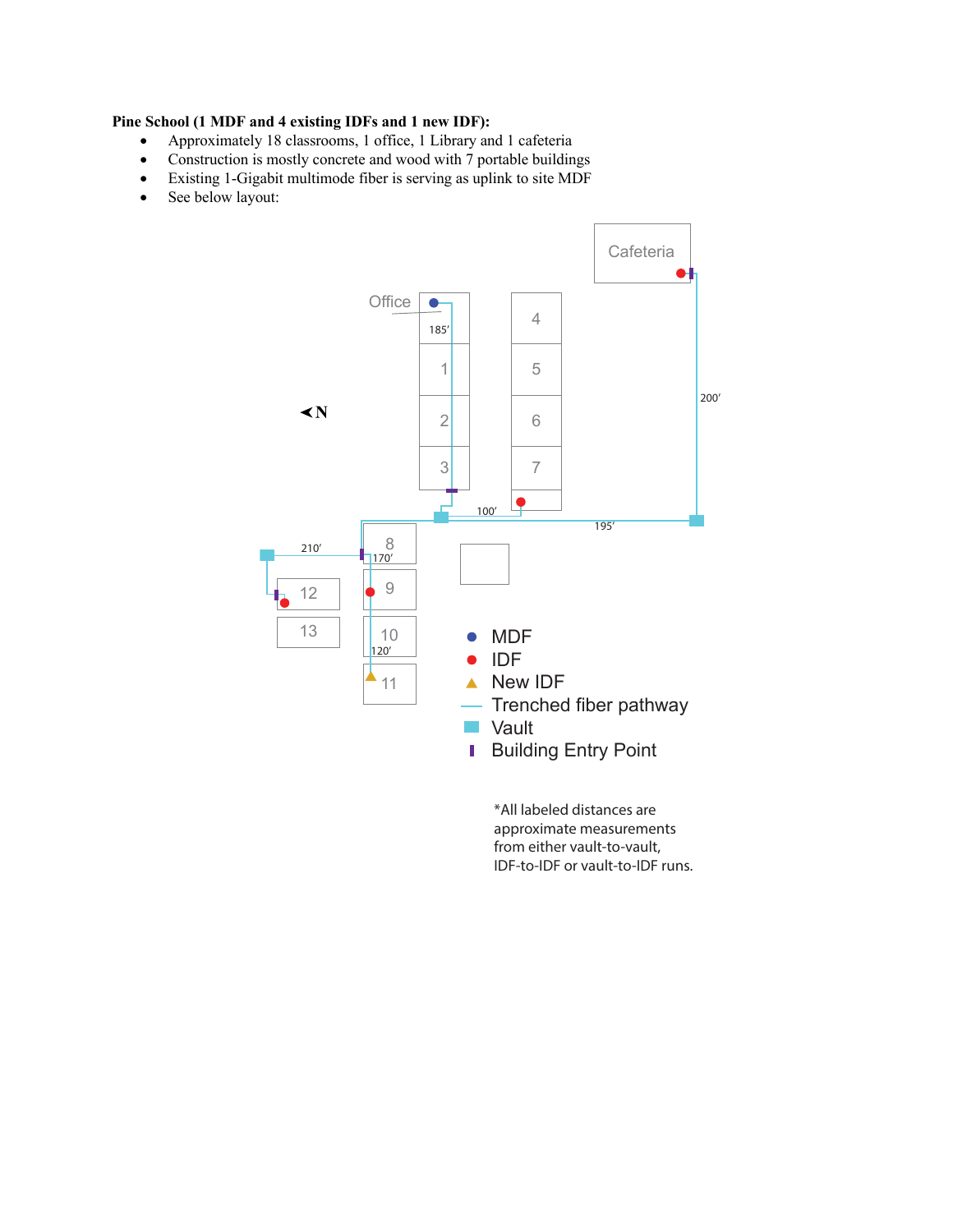**Pine School (1 MDF and 4 existing IDFs and 1 new IDF):**

- Approximately 18 classrooms, 1 office, 1 Library and 1 cafeteria
- Construction is mostly concrete and wood with 7 portable buildings
- Existing 1-Gigabit multimode fiber is serving as uplink to site MDF
- See below layout:

Cafeteria

Office

185′

1 2 3 4 5 6 7

200′

◄N

100′

195′

210′

8

170′

12 9

13 10

120′

11

- MDF
- IDF
- New IDF
- Trenched fiber pathway
- Vault
- Building Entry Point

*All labeled distances are approximate measurements from either vault-to-vault, IDF-to-IDF or vault-to-IDF runs.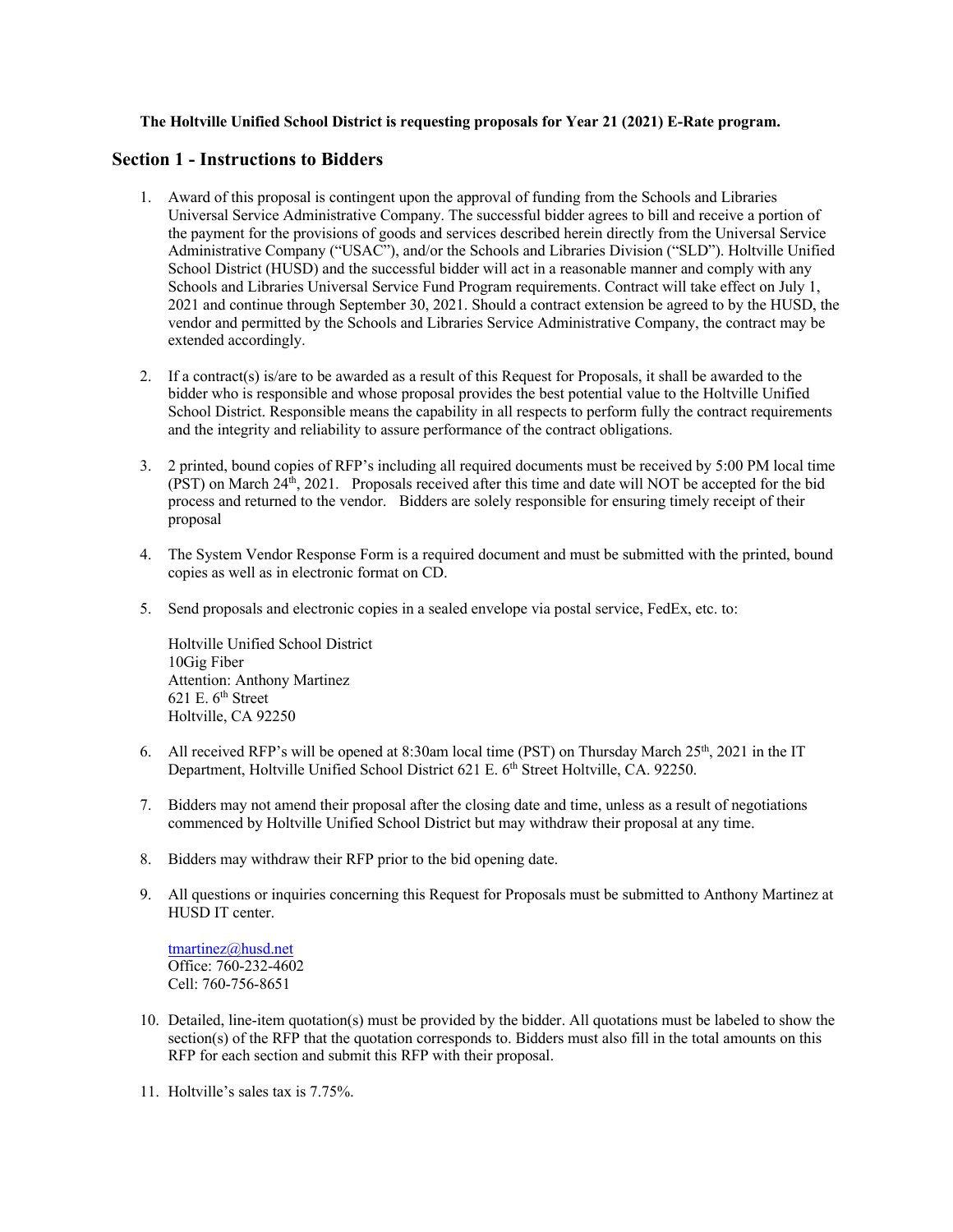**The Holtville Unified School District is requesting proposals for Year 21 (2021) E-Rate program.**

## Section 1 - Instructions to Bidders

1. Award of this proposal is contingent upon the approval of funding from the Schools and Libraries Universal Service Administrative Company. The successful bidder agrees to bill and receive a portion of the payment for the provisions of goods and services described herein directly from the Universal Service Administrative Company ("USAC"), and/or the Schools and Libraries Division ("SLD"). Holtville Unified School District (HUSD) and the successful bidder will act in a reasonable manner and comply with any Schools and Libraries Universal Service Fund Program requirements. Contract will take effect on July 1, 2021 and continue through September 30, 2021. Should a contract extension be agreed to by the HUSD, the vendor and permitted by the Schools and Libraries Service Administrative Company, the contract may be extended accordingly.

2. If a contract(s) is/are to be awarded as a result of this Request for Proposals, it shall be awarded to the bidder who is responsible and whose proposal provides the best potential value to the Holtville Unified School District. Responsible means the capability in all respects to perform fully the contract requirements and the integrity and reliability to assure performance of the contract obligations.

3. 2 printed, bound copies of RFP's including all required documents must be received by 5:00 PM local time (PST) on March 24th, 2021. Proposals received after this time and date will NOT be accepted for the bid process and returned to the vendor. Bidders are solely responsible for ensuring timely receipt of their proposal

4. The System Vendor Response Form is a required document and must be submitted with the printed, bound copies as well as in electronic format on CD.

5. Send proposals and electronic copies in a sealed envelope via postal service, FedEx, etc. to:

   Holtville Unified School District
   10Gig Fiber
   Attention: Anthony Martinez
   621 E. 6th Street
   Holtville, CA 92250

6. All received RFP's will be opened at 8:30am local time (PST) on Thursday March 25th, 2021 in the IT Department, Holtville Unified School District 621 E. 6th Street Holtville, CA. 92250.

7. Bidders may not amend their proposal after the closing date and time, unless as a result of negotiations commenced by Holtville Unified School District but may withdraw their proposal at any time.

8. Bidders may withdraw their RFP prior to the bid opening date.

9. All questions or inquiries concerning this Request for Proposals must be submitted to Anthony Martinez at HUSD IT center.

   tmartinez@husd.net
   Office: 760-232-4602
   Cell: 760-756-8651

10. Detailed, line-item quotation(s) must be provided by the bidder. All quotations must be labeled to show the section(s) of the RFP that the quotation corresponds to. Bidders must also fill in the total amounts on this RFP for each section and submit this RFP with their proposal.

11. Holtville's sales tax is 7.75%.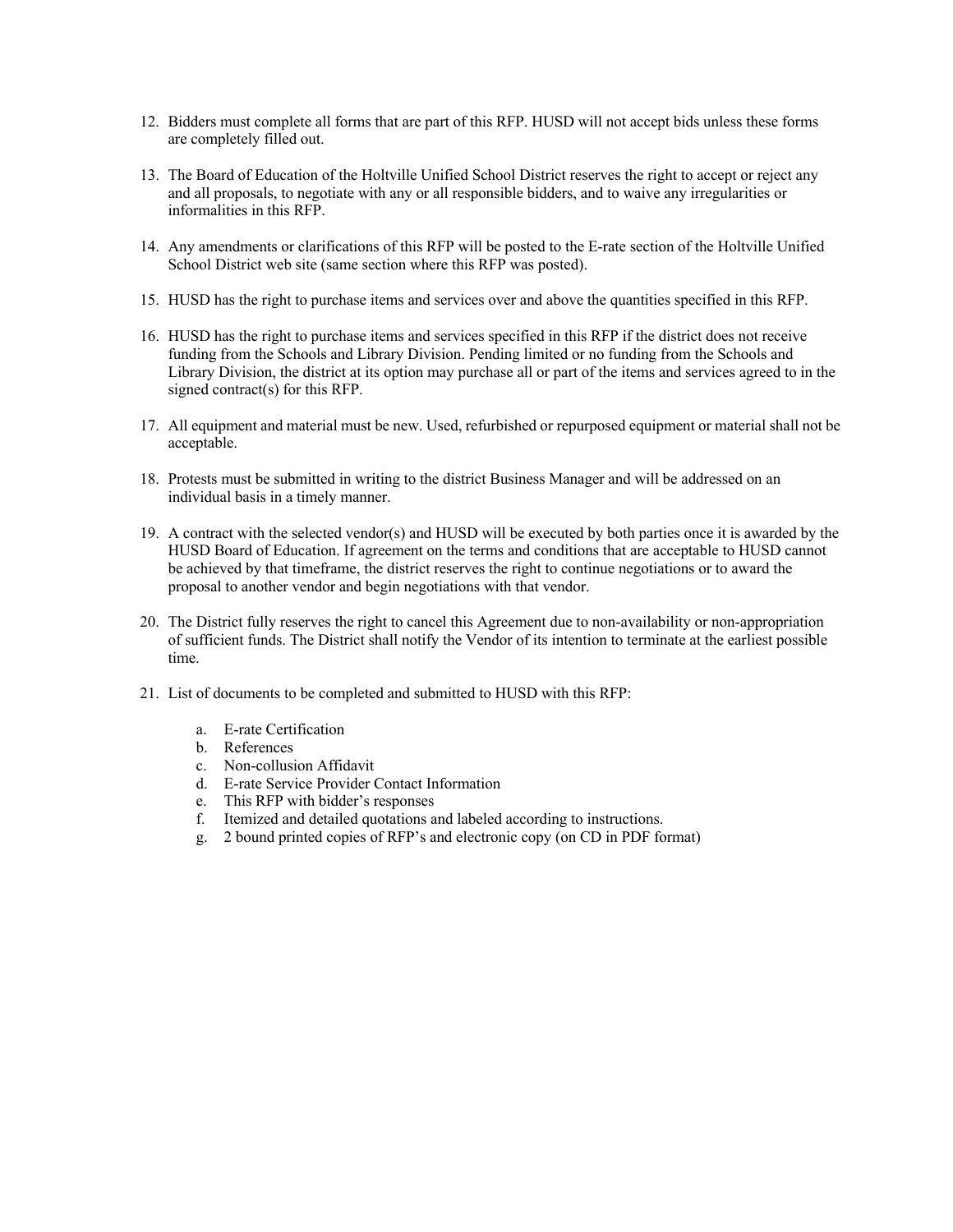12. Bidders must complete all forms that are part of this RFP. HUSD will not accept bids unless these forms are completely filled out.

13. The Board of Education of the Holtville Unified School District reserves the right to accept or reject any and all proposals, to negotiate with any or all responsible bidders, and to waive any irregularities or informalities in this RFP.

14. Any amendments or clarifications of this RFP will be posted to the E-rate section of the Holtville Unified School District web site (same section where this RFP was posted).

15. HUSD has the right to purchase items and services over and above the quantities specified in this RFP.

16. HUSD has the right to purchase items and services specified in this RFP if the district does not receive funding from the Schools and Library Division. Pending limited or no funding from the Schools and Library Division, the district at its option may purchase all or part of the items and services agreed to in the signed contract(s) for this RFP.

17. All equipment and material must be new. Used, refurbished or repurposed equipment or material shall not be acceptable.

18. Protests must be submitted in writing to the district Business Manager and will be addressed on an individual basis in a timely manner.

19. A contract with the selected vendor(s) and HUSD will be executed by both parties once it is awarded by the HUSD Board of Education. If agreement on the terms and conditions that are acceptable to HUSD cannot be achieved by that timeframe, the district reserves the right to continue negotiations or to award the proposal to another vendor and begin negotiations with that vendor.

20. The District fully reserves the right to cancel this Agreement due to non-availability or non-appropriation of sufficient funds. The District shall notify the Vendor of its intention to terminate at the earliest possible time.

21. List of documents to be completed and submitted to HUSD with this RFP:

    a. E-rate Certification
    b. References
    c. Non-collusion Affidavit
    d. E-rate Service Provider Contact Information
    e. This RFP with bidder's responses
    f. Itemized and detailed quotations and labeled according to instructions.
    g. 2 bound printed copies of RFP's and electronic copy (on CD in PDF format)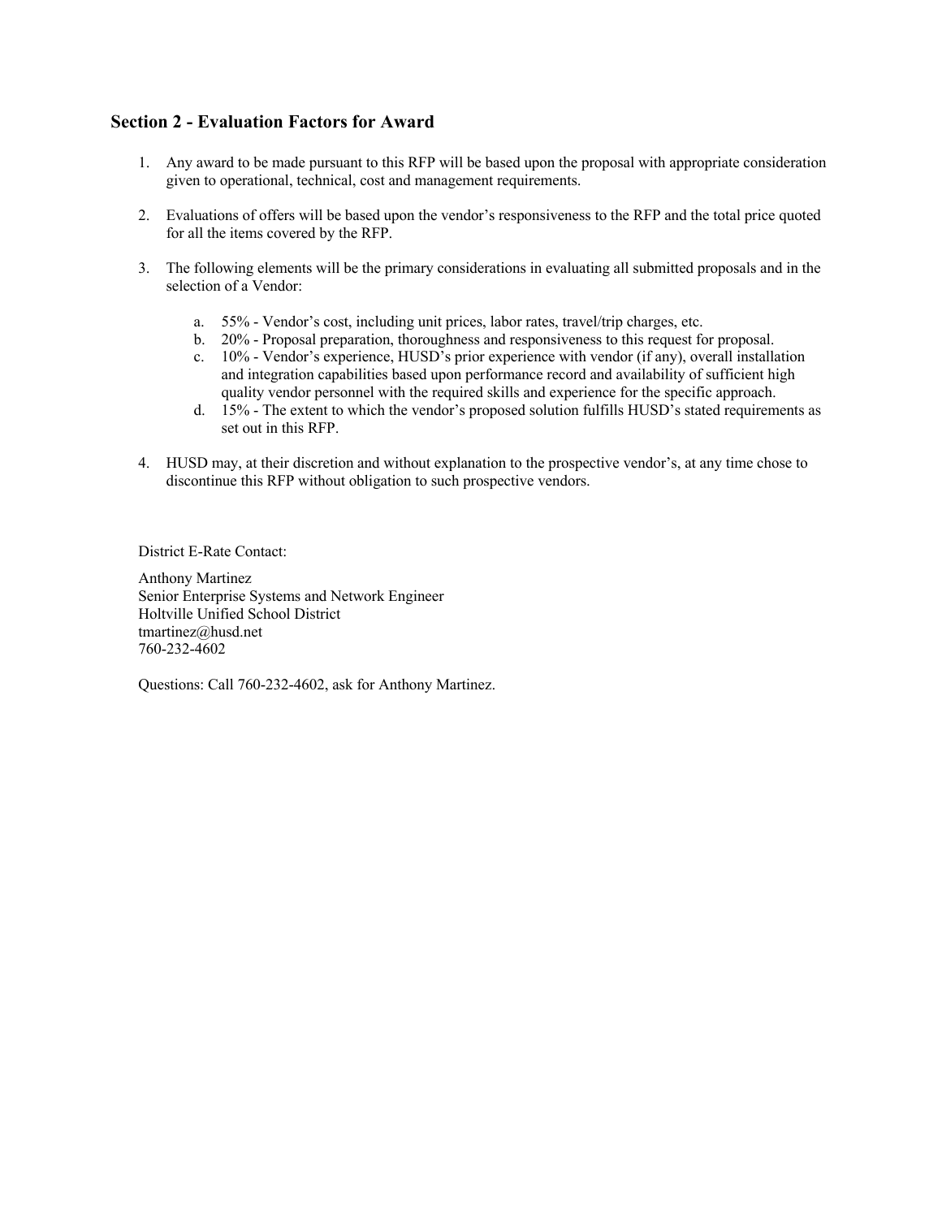## Section 2 - Evaluation Factors for Award

1. Any award to be made pursuant to this RFP will be based upon the proposal with appropriate consideration given to operational, technical, cost and management requirements.

2. Evaluations of offers will be based upon the vendor's responsiveness to the RFP and the total price quoted for all the items covered by the RFP.

3. The following elements will be the primary considerations in evaluating all submitted proposals and in the selection of a Vendor:

   a. 55% - Vendor's cost, including unit prices, labor rates, travel/trip charges, etc.
   b. 20% - Proposal preparation, thoroughness and responsiveness to this request for proposal.
   c. 10% - Vendor's experience, HUSD's prior experience with vendor (if any), overall installation and integration capabilities based upon performance record and availability of sufficient high quality vendor personnel with the required skills and experience for the specific approach.
   d. 15% - The extent to which the vendor's proposed solution fulfills HUSD's stated requirements as set out in this RFP.

4. HUSD may, at their discretion and without explanation to the prospective vendor's, at any time chose to discontinue this RFP without obligation to such prospective vendors.

District E-Rate Contact:

Anthony Martinez
Senior Enterprise Systems and Network Engineer
Holtville Unified School District
tmartinez@husd.net
760-232-4602

Questions: Call 760-232-4602, ask for Anthony Martinez.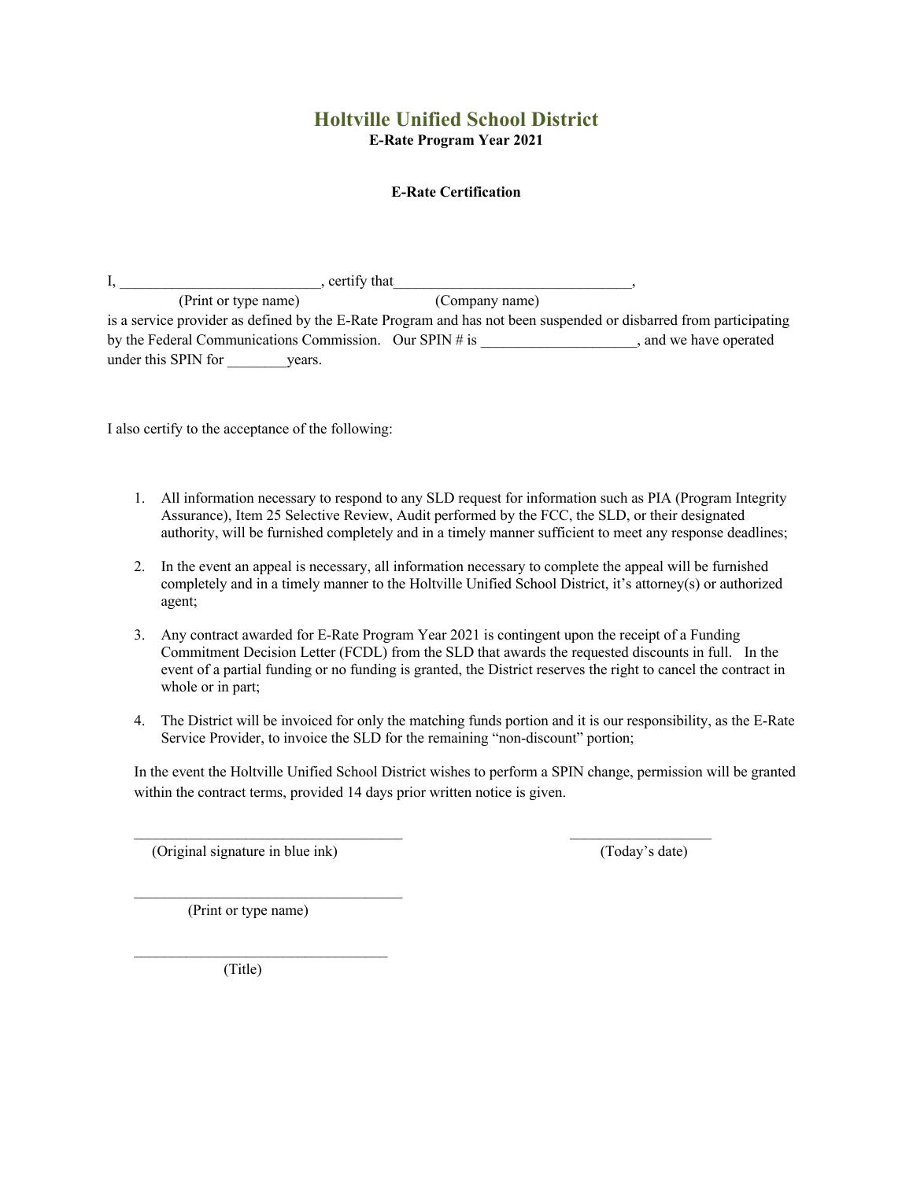# Holtville Unified School District

**E-Rate Program Year 2021**

**E-Rate Certification**

I, ___________________________, certify that________________________________,
(Print or type name) (Company name)
is a service provider as defined by the E-Rate Program and has not been suspended or disbarred from participating by the Federal Communications Commission. Our SPIN # is _____________________, and we have operated under this SPIN for ________years.

I also certify to the acceptance of the following:

1. All information necessary to respond to any SLD request for information such as PIA (Program Integrity Assurance), Item 25 Selective Review, Audit performed by the FCC, the SLD, or their designated authority, will be furnished completely and in a timely manner sufficient to meet any response deadlines;

2. In the event an appeal is necessary, all information necessary to complete the appeal will be furnished completely and in a timely manner to the Holtville Unified School District, it's attorney(s) or authorized agent;

3. Any contract awarded for E-Rate Program Year 2021 is contingent upon the receipt of a Funding Commitment Decision Letter (FCDL) from the SLD that awards the requested discounts in full. In the event of a partial funding or no funding is granted, the District reserves the right to cancel the contract in whole or in part;

4. The District will be invoiced for only the matching funds portion and it is our responsibility, as the E-Rate Service Provider, to invoice the SLD for the remaining "non-discount" portion;

In the event the Holtville Unified School District wishes to perform a SPIN change, permission will be granted within the contract terms, provided 14 days prior written notice is given.

____________________________________ ___________________
(Original signature in blue ink) (Today's date)

____________________________________
(Print or type name)

__________________________________
(Title)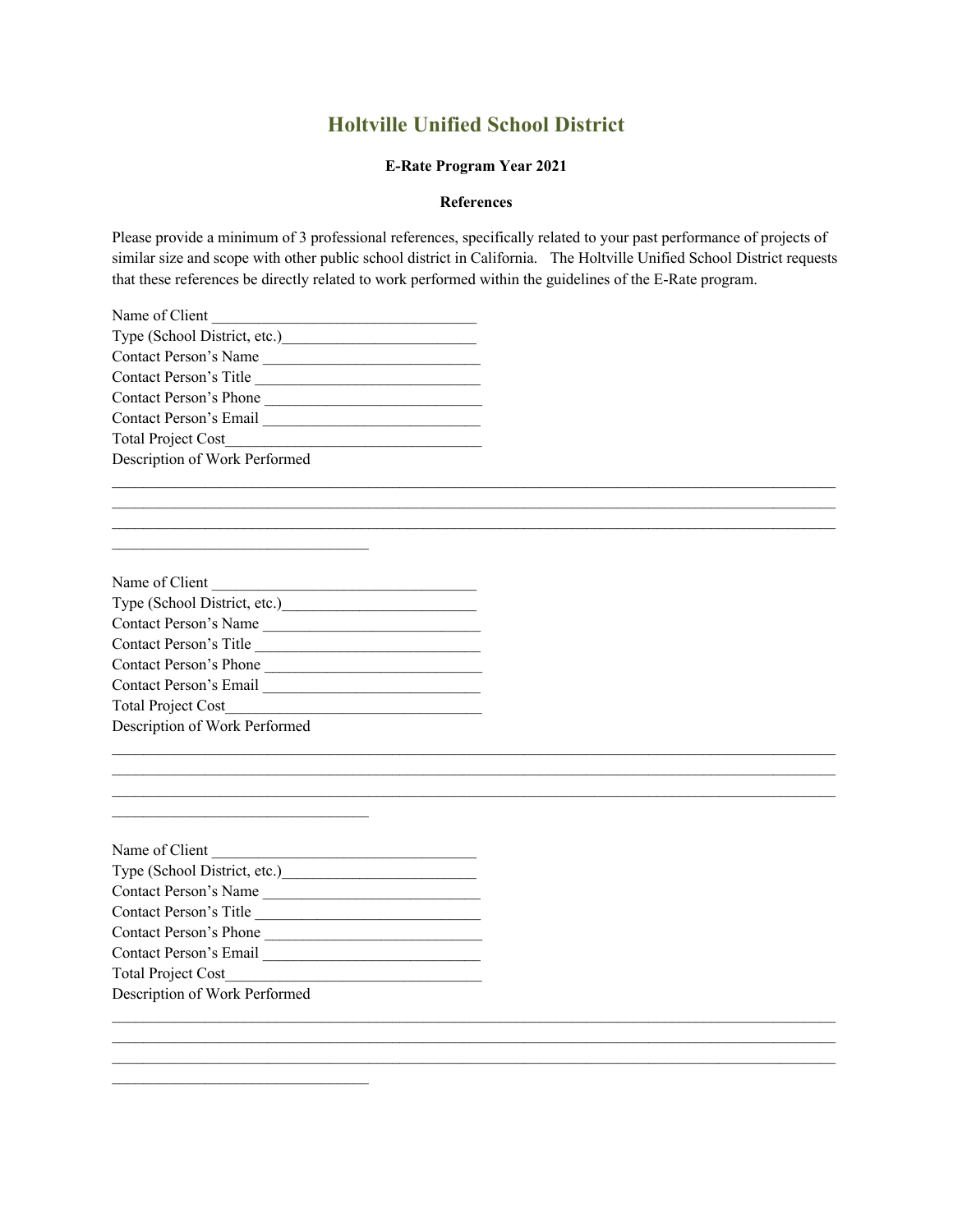# Holtville Unified School District

**E-Rate Program Year 2021**

**References**

Please provide a minimum of 3 professional references, specifically related to your past performance of projects of similar size and scope with other public school district in California. The Holtville Unified School District requests that these references be directly related to work performed within the guidelines of the E-Rate program.

Name of Client ________________________________
Type (School District, etc.)________________________
Contact Person's Name ___________________________
Contact Person's Title ____________________________
Contact Person's Phone ___________________________
Contact Person's Email ___________________________
Total Project Cost_______________________________
Description of Work Performed

_________________________________________________________________________________________
_________________________________________________________________________________________
_________________________________________________________________________________________
________________________________

Name of Client ________________________________
Type (School District, etc.)________________________
Contact Person's Name ___________________________
Contact Person's Title ____________________________
Contact Person's Phone ___________________________
Contact Person's Email ___________________________
Total Project Cost_______________________________
Description of Work Performed

_________________________________________________________________________________________
_________________________________________________________________________________________
_________________________________________________________________________________________
________________________________

Name of Client ________________________________
Type (School District, etc.)________________________
Contact Person's Name ___________________________
Contact Person's Title ____________________________
Contact Person's Phone ___________________________
Contact Person's Email ___________________________
Total Project Cost_______________________________
Description of Work Performed

_________________________________________________________________________________________
_________________________________________________________________________________________
_________________________________________________________________________________________
________________________________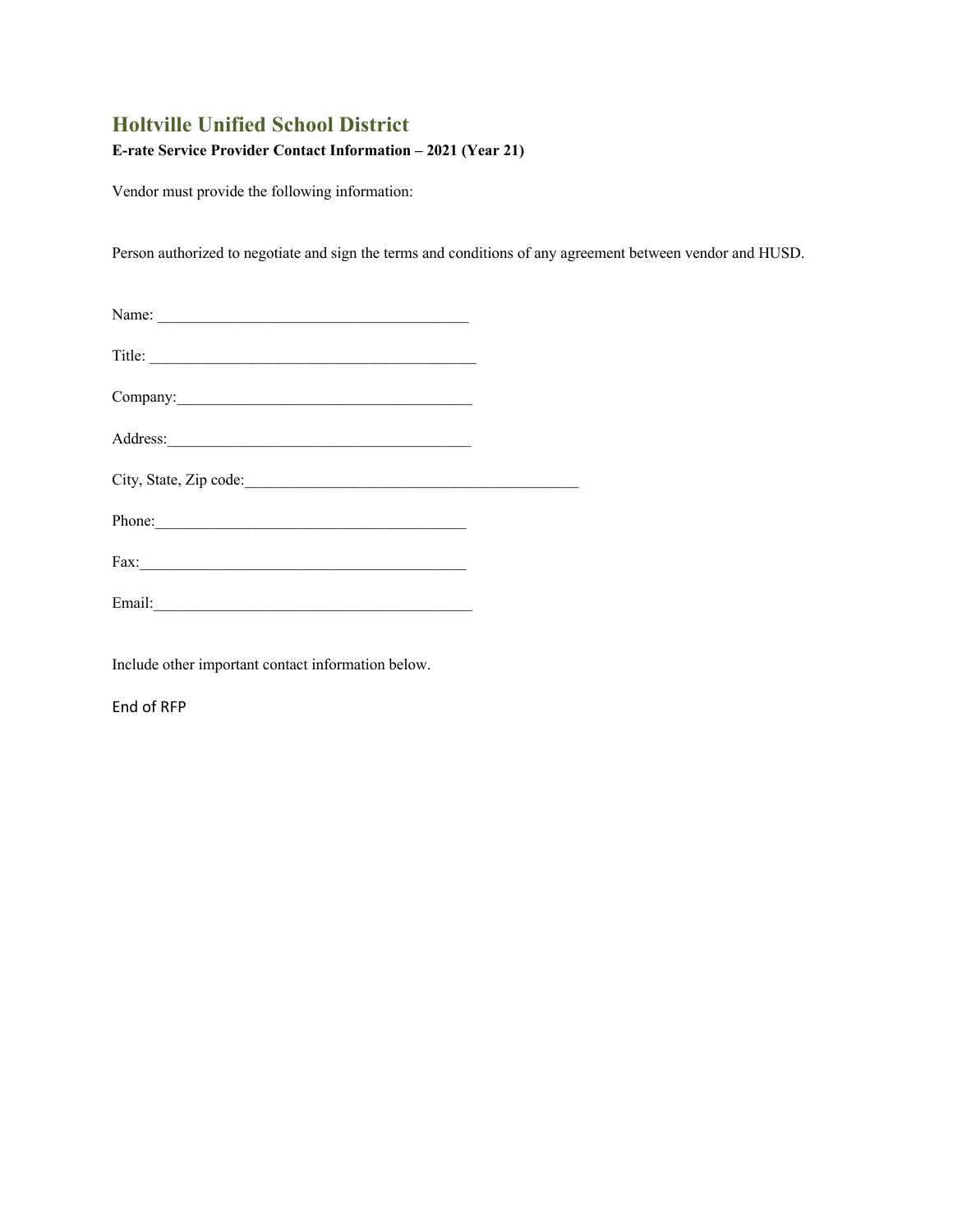# Holtville Unified School District

**E-rate Service Provider Contact Information – 2021 (Year 21)**

Vendor must provide the following information:

Person authorized to negotiate and sign the terms and conditions of any agreement between vendor and HUSD.

Name: ________________________________________

Title: __________________________________________

Company:______________________________________

Address:_______________________________________

City, State, Zip code:___________________________________________

Phone:________________________________________

Fax:___________________________________________

Email:_________________________________________

Include other important contact information below.

End of RFP